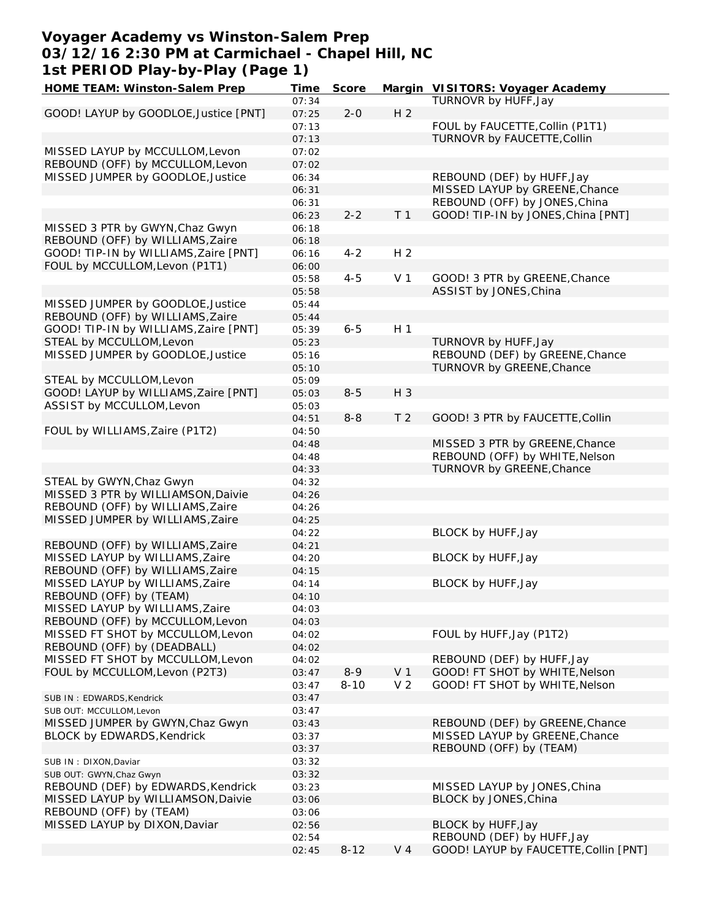# Voyager Academy vs Winston-Salem Prep
## 03/12/16 2:30 PM at Carmichael - Chapel Hill, NC
## 1st PERIOD Play-by-Play (Page 1)

| HOME TEAM: Winston-Salem Prep | Time | Score | Margin | VISITORS: Voyager Academy |
|---|---|---|---|---|
| | 07:34 | | | TURNOVR by HUFF,Jay |
| GOOD! LAYUP by GOODLOE,Justice [PNT] | 07:25 | 2-0 | H 2 | |
| | 07:13 | | | FOUL by FAUCETTE,Collin (P1T1) |
| | 07:13 | | | TURNOVR by FAUCETTE,Collin |
| MISSED LAYUP by MCCULLOM,Levon | 07:02 | | | |
| REBOUND (OFF) by MCCULLOM,Levon | 07:02 | | | |
| MISSED JUMPER by GOODLOE,Justice | 06:34 | | | REBOUND (DEF) by HUFF,Jay |
| | 06:31 | | | MISSED LAYUP by GREENE,Chance |
| | 06:31 | | | REBOUND (OFF) by JONES,China |
| | 06:23 | 2-2 | T 1 | GOOD! TIP-IN by JONES,China [PNT] |
| MISSED 3 PTR by GWYN,Chaz Gwyn | 06:18 | | | |
| REBOUND (OFF) by WILLIAMS,Zaire | 06:18 | | | |
| GOOD! TIP-IN by WILLIAMS,Zaire [PNT] | 06:16 | 4-2 | H 2 | |
| FOUL by MCCULLOM,Levon (P1T1) | 06:00 | | | |
| | 05:58 | 4-5 | V 1 | GOOD! 3 PTR by GREENE,Chance |
| | 05:58 | | | ASSIST by JONES,China |
| MISSED JUMPER by GOODLOE,Justice | 05:44 | | | |
| REBOUND (OFF) by WILLIAMS,Zaire | 05:44 | | | |
| GOOD! TIP-IN by WILLIAMS,Zaire [PNT] | 05:39 | 6-5 | H 1 | |
| STEAL by MCCULLOM,Levon | 05:23 | | | TURNOVR by HUFF,Jay |
| MISSED JUMPER by GOODLOE,Justice | 05:16 | | | REBOUND (DEF) by GREENE,Chance |
| | 05:10 | | | TURNOVR by GREENE,Chance |
| STEAL by MCCULLOM,Levon | 05:09 | | | |
| GOOD! LAYUP by WILLIAMS,Zaire [PNT] | 05:03 | 8-5 | H 3 | |
| ASSIST by MCCULLOM,Levon | 05:03 | | | |
| | 04:51 | 8-8 | T 2 | GOOD! 3 PTR by FAUCETTE,Collin |
| FOUL by WILLIAMS,Zaire (P1T2) | 04:50 | | | |
| | 04:48 | | | MISSED 3 PTR by GREENE,Chance |
| | 04:48 | | | REBOUND (OFF) by WHITE,Nelson |
| | 04:33 | | | TURNOVR by GREENE,Chance |
| STEAL by GWYN,Chaz Gwyn | 04:32 | | | |
| MISSED 3 PTR by WILLIAMSON,Daivie | 04:26 | | | |
| REBOUND (OFF) by WILLIAMS,Zaire | 04:26 | | | |
| MISSED JUMPER by WILLIAMS,Zaire | 04:25 | | | |
| | 04:22 | | | BLOCK by HUFF,Jay |
| REBOUND (OFF) by WILLIAMS,Zaire | 04:21 | | | |
| MISSED LAYUP by WILLIAMS,Zaire | 04:20 | | | BLOCK by HUFF,Jay |
| REBOUND (OFF) by WILLIAMS,Zaire | 04:15 | | | |
| MISSED LAYUP by WILLIAMS,Zaire | 04:14 | | | BLOCK by HUFF,Jay |
| REBOUND (OFF) by (TEAM) | 04:10 | | | |
| MISSED LAYUP by WILLIAMS,Zaire | 04:03 | | | |
| REBOUND (OFF) by MCCULLOM,Levon | 04:03 | | | |
| MISSED FT SHOT by MCCULLOM,Levon | 04:02 | | | FOUL by HUFF,Jay (P1T2) |
| REBOUND (OFF) by (DEADBALL) | 04:02 | | | |
| MISSED FT SHOT by MCCULLOM,Levon | 04:02 | | | REBOUND (DEF) by HUFF,Jay |
| FOUL by MCCULLOM,Levon (P2T3) | 03:47 | 8-9 | V 1 | GOOD! FT SHOT by WHITE,Nelson |
| | 03:47 | 8-10 | V 2 | GOOD! FT SHOT by WHITE,Nelson |
| SUB IN : EDWARDS,Kendrick | 03:47 | | | |
| SUB OUT: MCCULLOM,Levon | 03:47 | | | |
| MISSED JUMPER by GWYN,Chaz Gwyn | 03:43 | | | REBOUND (DEF) by GREENE,Chance |
| BLOCK by EDWARDS,Kendrick | 03:37 | | | MISSED LAYUP by GREENE,Chance |
| | 03:37 | | | REBOUND (OFF) by (TEAM) |
| SUB IN : DIXON,Daviar | 03:32 | | | |
| SUB OUT: GWYN,Chaz Gwyn | 03:32 | | | |
| REBOUND (DEF) by EDWARDS,Kendrick | 03:23 | | | MISSED LAYUP by JONES,China |
| MISSED LAYUP by WILLIAMSON,Daivie | 03:06 | | | BLOCK by JONES,China |
| REBOUND (OFF) by (TEAM) | 03:06 | | | |
| MISSED LAYUP by DIXON,Daviar | 02:56 | | | BLOCK by HUFF,Jay |
| | 02:54 | | | REBOUND (DEF) by HUFF,Jay |
| | 02:45 | 8-12 | V 4 | GOOD! LAYUP by FAUCETTE,Collin [PNT] |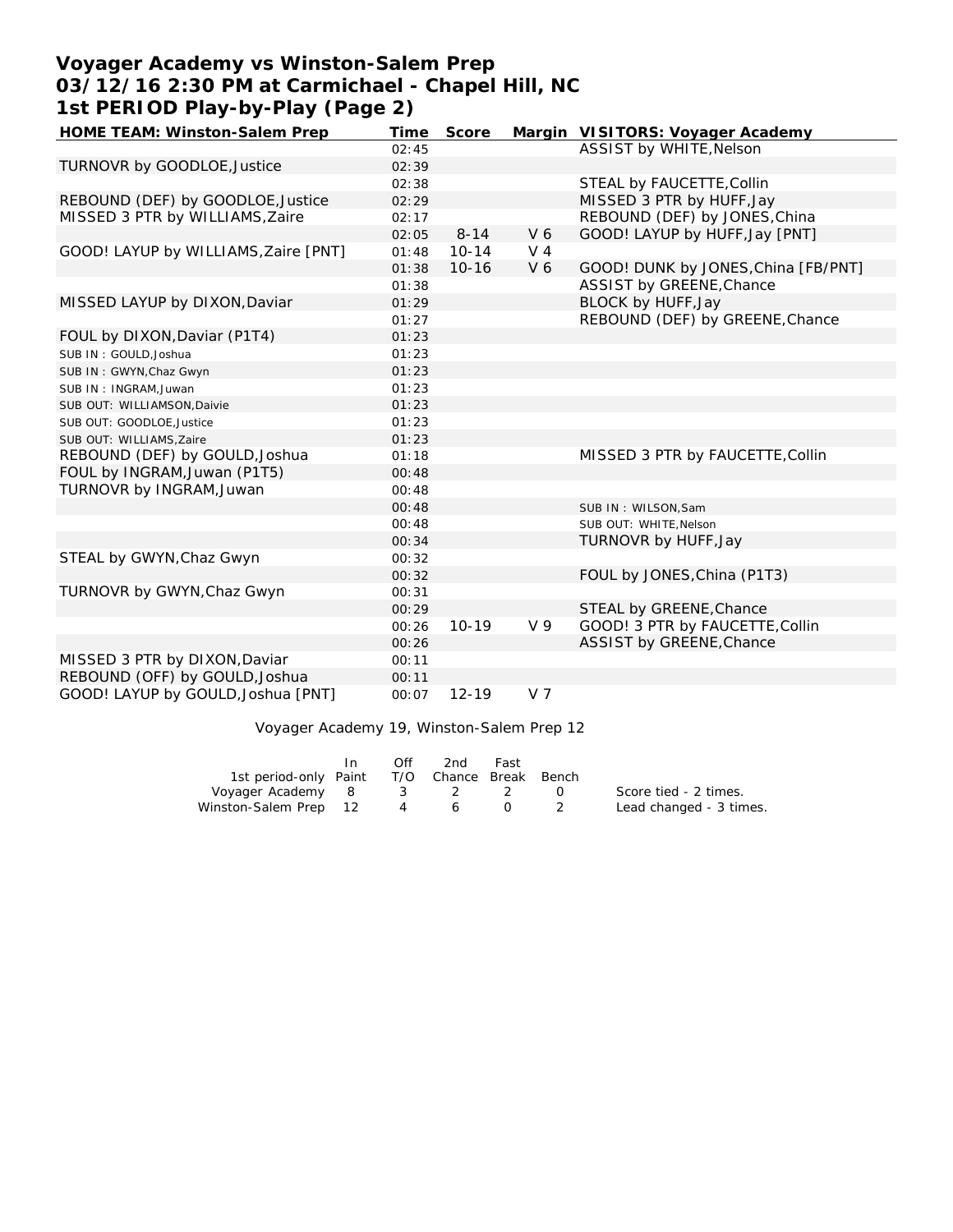# Voyager Academy vs Winston-Salem Prep
## 03/12/16 2:30 PM at Carmichael - Chapel Hill, NC
## 1st PERIOD Play-by-Play (Page 2)

| HOME TEAM: Winston-Salem Prep | Time | Score | Margin | VISITORS: Voyager Academy |
|---|---|---|---|---|
| | 02:45 | | | ASSIST by WHITE,Nelson |
| TURNOVR by GOODLOE,Justice | 02:39 | | | |
| | 02:38 | | | STEAL by FAUCETTE,Collin |
| REBOUND (DEF) by GOODLOE,Justice | 02:29 | | | MISSED 3 PTR by HUFF,Jay |
| MISSED 3 PTR by WILLIAMS,Zaire | 02:17 | | | REBOUND (DEF) by JONES,China |
| | 02:05 | 8-14 | V 6 | GOOD! LAYUP by HUFF,Jay [PNT] |
| GOOD! LAYUP by WILLIAMS,Zaire [PNT] | 01:48 | 10-14 | V 4 | |
| | 01:38 | 10-16 | V 6 | GOOD! DUNK by JONES,China [FB/PNT] |
| | 01:38 | | | ASSIST by GREENE,Chance |
| MISSED LAYUP by DIXON,Daviar | 01:29 | | | BLOCK by HUFF,Jay |
| | 01:27 | | | REBOUND (DEF) by GREENE,Chance |
| FOUL by DIXON,Daviar (P1T4) | 01:23 | | | |
| SUB IN : GOULD,Joshua | 01:23 | | | |
| SUB IN : GWYN,Chaz Gwyn | 01:23 | | | |
| SUB IN : INGRAM,Juwan | 01:23 | | | |
| SUB OUT: WILLIAMSON,Daivie | 01:23 | | | |
| SUB OUT: GOODLOE,Justice | 01:23 | | | |
| SUB OUT: WILLIAMS,Zaire | 01:23 | | | |
| REBOUND (DEF) by GOULD,Joshua | 01:18 | | | MISSED 3 PTR by FAUCETTE,Collin |
| FOUL by INGRAM,Juwan (P1T5) | 00:48 | | | |
| TURNOVR by INGRAM,Juwan | 00:48 | | | |
| | 00:48 | | | SUB IN : WILSON,Sam |
| | 00:48 | | | SUB OUT: WHITE,Nelson |
| | 00:34 | | | TURNOVR by HUFF,Jay |
| STEAL by GWYN,Chaz Gwyn | 00:32 | | | |
| | 00:32 | | | FOUL by JONES,China (P1T3) |
| TURNOVR by GWYN,Chaz Gwyn | 00:31 | | | |
| | 00:29 | | | STEAL by GREENE,Chance |
| | 00:26 | 10-19 | V 9 | GOOD! 3 PTR by FAUCETTE,Collin |
| | 00:26 | | | ASSIST by GREENE,Chance |
| MISSED 3 PTR by DIXON,Daviar | 00:11 | | | |
| REBOUND (OFF) by GOULD,Joshua | 00:11 | | | |
| GOOD! LAYUP by GOULD,Joshua [PNT] | 00:07 | 12-19 | V 7 | |

Voyager Academy 19, Winston-Salem Prep 12

| 1st period-only | In Paint | Off T/O | 2nd Chance | Fast Break | Bench |
|---|---|---|---|---|---|
| Voyager Academy | 8 | 3 | 2 | 2 | 0 |
| Winston-Salem Prep | 12 | 4 | 6 | 0 | 2 |

Score tied - 2 times.
Lead changed - 3 times.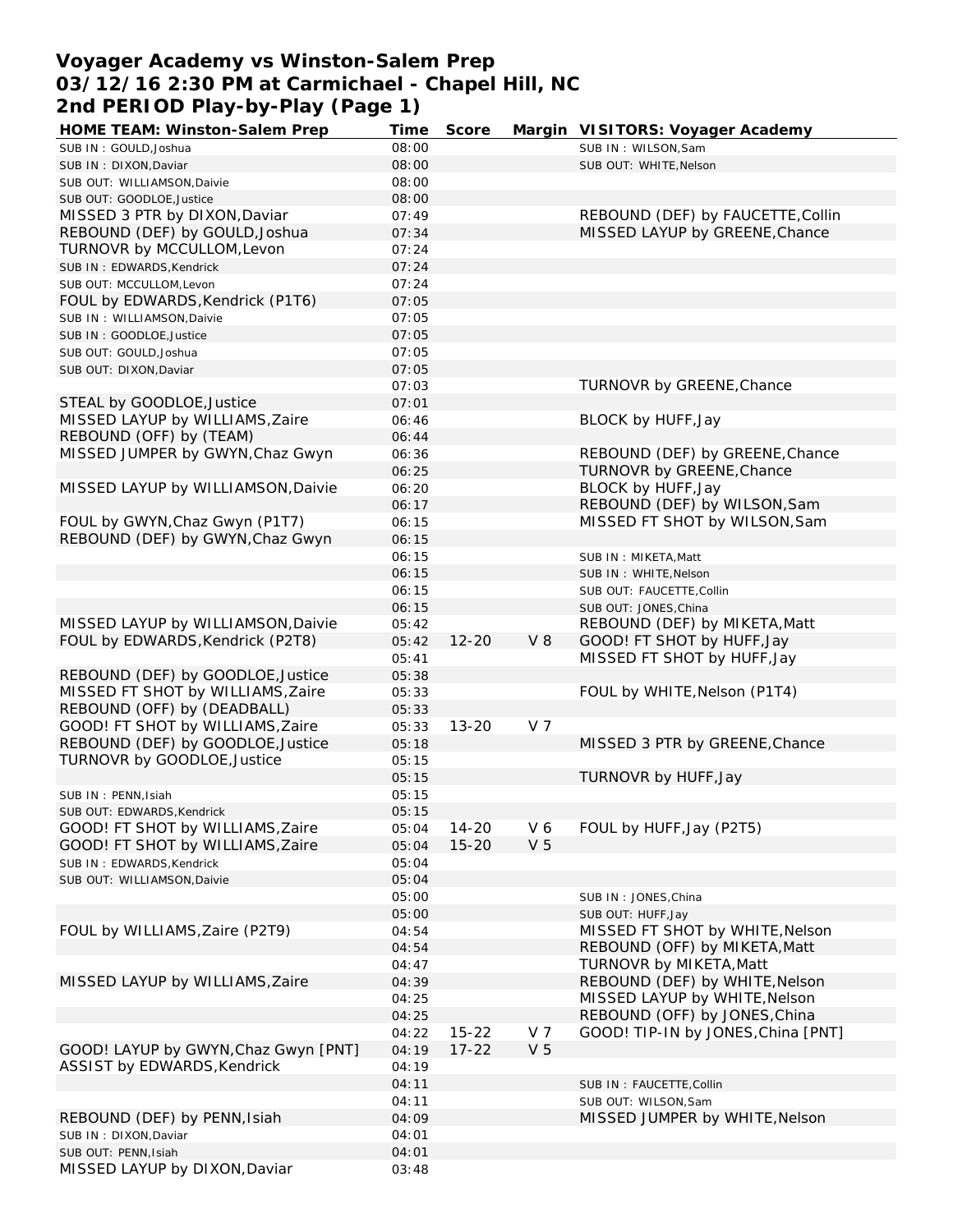# Voyager Academy vs Winston-Salem Prep
## 03/12/16 2:30 PM at Carmichael - Chapel Hill, NC
## 2nd PERIOD Play-by-Play (Page 1)

| HOME TEAM: Winston-Salem Prep | Time | Score | Margin | VISITORS: Voyager Academy |
|---|---|---|---|---|
| SUB IN : GOULD,Joshua | 08:00 | | | SUB IN : WILSON,Sam |
| SUB IN : DIXON,Daviar | 08:00 | | | SUB OUT: WHITE,Nelson |
| SUB OUT: WILLIAMSON,Daivie | 08:00 | | | |
| SUB OUT: GOODLOE,Justice | 08:00 | | | |
| MISSED 3 PTR by DIXON,Daviar | 07:49 | | | REBOUND (DEF) by FAUCETTE,Collin |
| REBOUND (DEF) by GOULD,Joshua | 07:34 | | | MISSED LAYUP by GREENE,Chance |
| TURNOVR by MCCULLOM,Levon | 07:24 | | | |
| SUB IN : EDWARDS,Kendrick | 07:24 | | | |
| SUB OUT: MCCULLOM,Levon | 07:24 | | | |
| FOUL by EDWARDS,Kendrick (P1T6) | 07:05 | | | |
| SUB IN : WILLIAMSON,Daivie | 07:05 | | | |
| SUB IN : GOODLOE,Justice | 07:05 | | | |
| SUB OUT: GOULD,Joshua | 07:05 | | | |
| SUB OUT: DIXON,Daviar | 07:05 | | | |
| | 07:03 | | | TURNOVR by GREENE,Chance |
| STEAL by GOODLOE,Justice | 07:01 | | | |
| MISSED LAYUP by WILLIAMS,Zaire | 06:46 | | | BLOCK by HUFF,Jay |
| REBOUND (OFF) by (TEAM) | 06:44 | | | |
| MISSED JUMPER by GWYN,Chaz Gwyn | 06:36 | | | REBOUND (DEF) by GREENE,Chance |
| | 06:25 | | | TURNOVR by GREENE,Chance |
| MISSED LAYUP by WILLIAMSON,Daivie | 06:20 | | | BLOCK by HUFF,Jay |
| | 06:17 | | | REBOUND (DEF) by WILSON,Sam |
| FOUL by GWYN,Chaz Gwyn (P1T7) | 06:15 | | | MISSED FT SHOT by WILSON,Sam |
| REBOUND (DEF) by GWYN,Chaz Gwyn | 06:15 | | | |
| | 06:15 | | | SUB IN : MIKETA,Matt |
| | 06:15 | | | SUB IN : WHITE,Nelson |
| | 06:15 | | | SUB OUT: FAUCETTE,Collin |
| | 06:15 | | | SUB OUT: JONES,China |
| MISSED LAYUP by WILLIAMSON,Daivie | 05:42 | | | REBOUND (DEF) by MIKETA,Matt |
| FOUL by EDWARDS,Kendrick (P2T8) | 05:42 | 12-20 | V 8 | GOOD! FT SHOT by HUFF,Jay |
| | 05:41 | | | MISSED FT SHOT by HUFF,Jay |
| REBOUND (DEF) by GOODLOE,Justice | 05:38 | | | |
| MISSED FT SHOT by WILLIAMS,Zaire | 05:33 | | | FOUL by WHITE,Nelson (P1T4) |
| REBOUND (OFF) by (DEADBALL) | 05:33 | | | |
| GOOD! FT SHOT by WILLIAMS,Zaire | 05:33 | 13-20 | V 7 | |
| REBOUND (DEF) by GOODLOE,Justice | 05:18 | | | MISSED 3 PTR by GREENE,Chance |
| TURNOVR by GOODLOE,Justice | 05:15 | | | |
| | 05:15 | | | TURNOVR by HUFF,Jay |
| SUB IN : PENN,Isiah | 05:15 | | | |
| SUB OUT: EDWARDS,Kendrick | 05:15 | | | |
| GOOD! FT SHOT by WILLIAMS,Zaire | 05:04 | 14-20 | V 6 | FOUL by HUFF,Jay (P2T5) |
| GOOD! FT SHOT by WILLIAMS,Zaire | 05:04 | 15-20 | V 5 | |
| SUB IN : EDWARDS,Kendrick | 05:04 | | | |
| SUB OUT: WILLIAMSON,Daivie | 05:04 | | | |
| | 05:00 | | | SUB IN : JONES,China |
| | 05:00 | | | SUB OUT: HUFF,Jay |
| FOUL by WILLIAMS,Zaire (P2T9) | 04:54 | | | MISSED FT SHOT by WHITE,Nelson |
| | 04:54 | | | REBOUND (OFF) by MIKETA,Matt |
| | 04:47 | | | TURNOVR by MIKETA,Matt |
| MISSED LAYUP by WILLIAMS,Zaire | 04:39 | | | REBOUND (DEF) by WHITE,Nelson |
| | 04:25 | | | MISSED LAYUP by WHITE,Nelson |
| | 04:25 | | | REBOUND (OFF) by JONES,China |
| | 04:22 | 15-22 | V 7 | GOOD! TIP-IN by JONES,China [PNT] |
| GOOD! LAYUP by GWYN,Chaz Gwyn [PNT] | 04:19 | 17-22 | V 5 | |
| ASSIST by EDWARDS,Kendrick | 04:19 | | | |
| | 04:11 | | | SUB IN : FAUCETTE,Collin |
| | 04:11 | | | SUB OUT: WILSON,Sam |
| REBOUND (DEF) by PENN,Isiah | 04:09 | | | MISSED JUMPER by WHITE,Nelson |
| SUB IN : DIXON,Daviar | 04:01 | | | |
| SUB OUT: PENN,Isiah | 04:01 | | | |
| MISSED LAYUP by DIXON,Daviar | 03:48 | | | |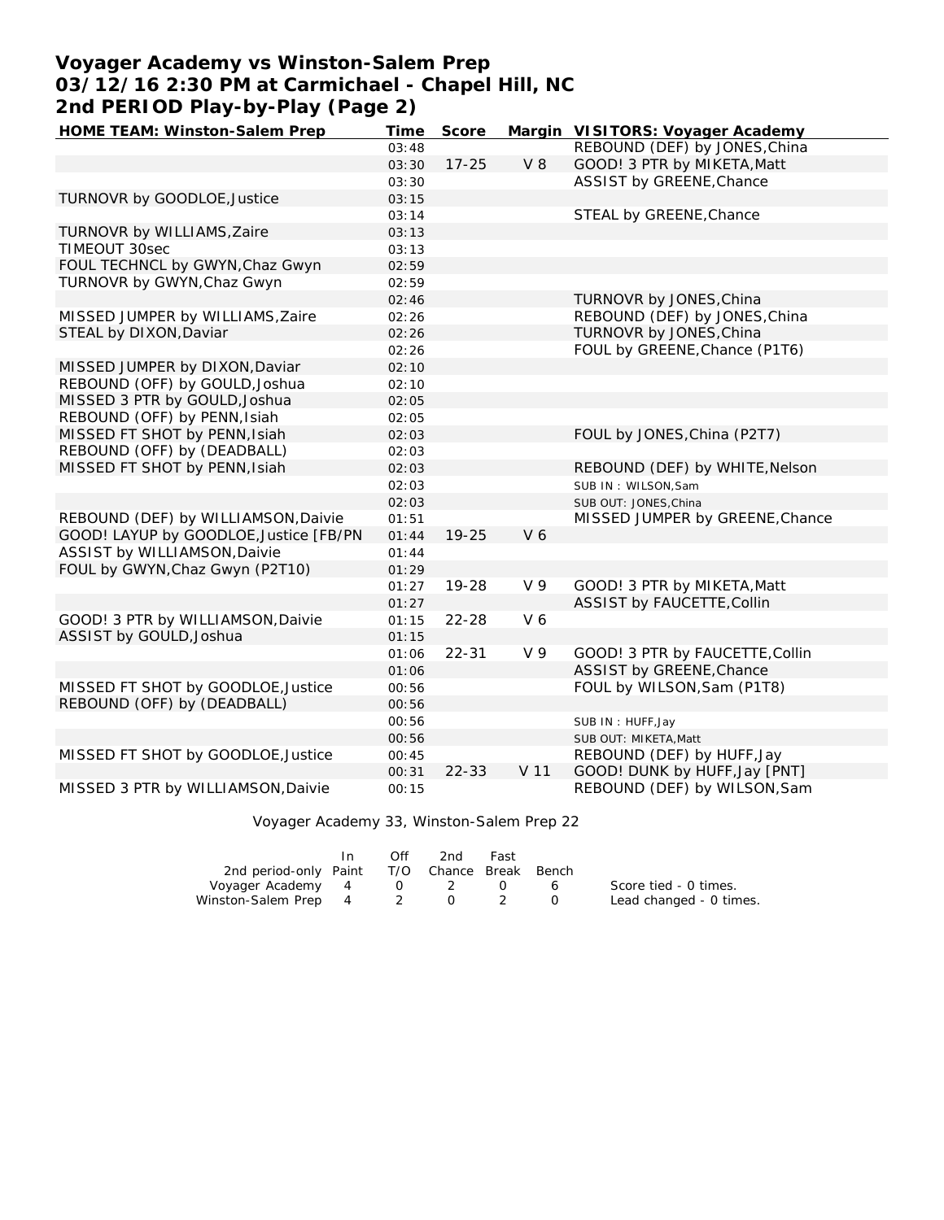# Voyager Academy vs Winston-Salem Prep
## 03/12/16 2:30 PM at Carmichael - Chapel Hill, NC
## 2nd PERIOD Play-by-Play (Page 2)

| HOME TEAM: Winston-Salem Prep | Time | Score | Margin | VISITORS: Voyager Academy |
|---|---|---|---|---|
| | 03:48 | | | REBOUND (DEF) by JONES,China |
| | 03:30 | 17-25 | V 8 | GOOD! 3 PTR by MIKETA,Matt |
| | 03:30 | | | ASSIST by GREENE,Chance |
| TURNOVR by GOODLOE,Justice | 03:15 | | | |
| | 03:14 | | | STEAL by GREENE,Chance |
| TURNOVR by WILLIAMS,Zaire | 03:13 | | | |
| TIMEOUT 30sec | 03:13 | | | |
| FOUL TECHNCL by GWYN,Chaz Gwyn | 02:59 | | | |
| TURNOVR by GWYN,Chaz Gwyn | 02:59 | | | |
| | 02:46 | | | TURNOVR by JONES,China |
| MISSED JUMPER by WILLIAMS,Zaire | 02:26 | | | REBOUND (DEF) by JONES,China |
| STEAL by DIXON,Daviar | 02:26 | | | TURNOVR by JONES,China |
| | 02:26 | | | FOUL by GREENE,Chance (P1T6) |
| MISSED JUMPER by DIXON,Daviar | 02:10 | | | |
| REBOUND (OFF) by GOULD,Joshua | 02:10 | | | |
| MISSED 3 PTR by GOULD,Joshua | 02:05 | | | |
| REBOUND (OFF) by PENN,Isiah | 02:05 | | | |
| MISSED FT SHOT by PENN,Isiah | 02:03 | | | FOUL by JONES,China (P2T7) |
| REBOUND (OFF) by (DEADBALL) | 02:03 | | | |
| MISSED FT SHOT by PENN,Isiah | 02:03 | | | REBOUND (DEF) by WHITE,Nelson |
| | 02:03 | | | SUB IN : WILSON,Sam |
| | 02:03 | | | SUB OUT: JONES,China |
| REBOUND (DEF) by WILLIAMSON,Daivie | 01:51 | | | MISSED JUMPER by GREENE,Chance |
| GOOD! LAYUP by GOODLOE,Justice [FB/PN | 01:44 | 19-25 | V 6 | |
| ASSIST by WILLIAMSON,Daivie | 01:44 | | | |
| FOUL by GWYN,Chaz Gwyn (P2T10) | 01:29 | | | |
| | 01:27 | 19-28 | V 9 | GOOD! 3 PTR by MIKETA,Matt |
| | 01:27 | | | ASSIST by FAUCETTE,Collin |
| GOOD! 3 PTR by WILLIAMSON,Daivie | 01:15 | 22-28 | V 6 | |
| ASSIST by GOULD,Joshua | 01:15 | | | |
| | 01:06 | 22-31 | V 9 | GOOD! 3 PTR by FAUCETTE,Collin |
| | 01:06 | | | ASSIST by GREENE,Chance |
| MISSED FT SHOT by GOODLOE,Justice | 00:56 | | | FOUL by WILSON,Sam (P1T8) |
| REBOUND (OFF) by (DEADBALL) | 00:56 | | | |
| | 00:56 | | | SUB IN : HUFF,Jay |
| | 00:56 | | | SUB OUT: MIKETA,Matt |
| MISSED FT SHOT by GOODLOE,Justice | 00:45 | | | REBOUND (DEF) by HUFF,Jay |
| | 00:31 | 22-33 | V 11 | GOOD! DUNK by HUFF,Jay [PNT] |
| MISSED 3 PTR by WILLIAMSON,Daivie | 00:15 | | | REBOUND (DEF) by WILSON,Sam |

Voyager Academy 33, Winston-Salem Prep 22

| 2nd period-only | In Paint | Off T/O | 2nd Chance | Fast Break | Bench |
|---|---|---|---|---|---|
| Voyager Academy | 4 | 0 | 2 | 0 | 6 |
| Winston-Salem Prep | 4 | 2 | 0 | 2 | 0 |

Score tied - 0 times.
Lead changed - 0 times.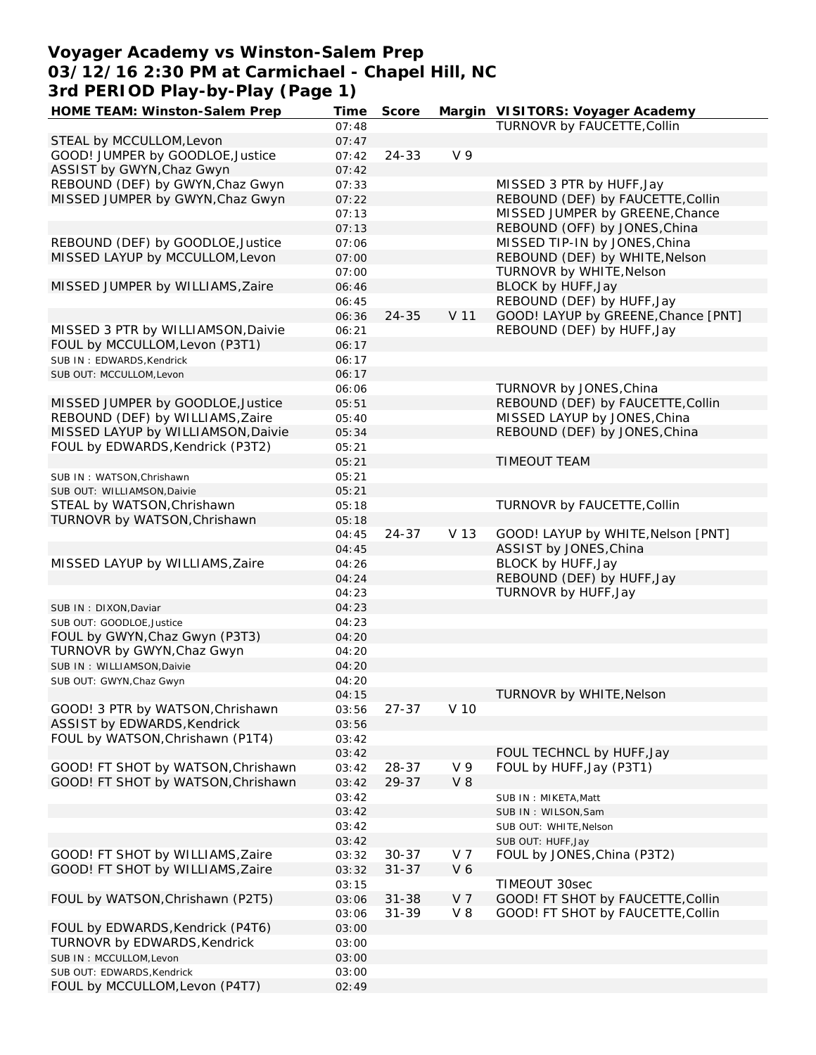# Voyager Academy vs Winston-Salem Prep
## 03/12/16 2:30 PM at Carmichael - Chapel Hill, NC
## 3rd PERIOD Play-by-Play (Page 1)

| HOME TEAM: Winston-Salem Prep | Time | Score | Margin | VISITORS: Voyager Academy |
|---|---|---|---|---|
| | 07:48 | | | TURNOVR by FAUCETTE,Collin |
| STEAL by MCCULLOM,Levon | 07:47 | | | |
| GOOD! JUMPER by GOODLOE,Justice | 07:42 | 24-33 | V 9 | |
| ASSIST by GWYN,Chaz Gwyn | 07:42 | | | |
| REBOUND (DEF) by GWYN,Chaz Gwyn | 07:33 | | | MISSED 3 PTR by HUFF,Jay |
| MISSED JUMPER by GWYN,Chaz Gwyn | 07:22 | | | REBOUND (DEF) by FAUCETTE,Collin |
| | 07:13 | | | MISSED JUMPER by GREENE,Chance |
| | 07:13 | | | REBOUND (OFF) by JONES,China |
| REBOUND (DEF) by GOODLOE,Justice | 07:06 | | | MISSED TIP-IN by JONES,China |
| MISSED LAYUP by MCCULLOM,Levon | 07:00 | | | REBOUND (DEF) by WHITE,Nelson |
| | 07:00 | | | TURNOVR by WHITE,Nelson |
| MISSED JUMPER by WILLIAMS,Zaire | 06:46 | | | BLOCK by HUFF,Jay |
| | 06:45 | | | REBOUND (DEF) by HUFF,Jay |
| | 06:36 | 24-35 | V 11 | GOOD! LAYUP by GREENE,Chance [PNT] |
| MISSED 3 PTR by WILLIAMSON,Daivie | 06:21 | | | REBOUND (DEF) by HUFF,Jay |
| FOUL by MCCULLOM,Levon (P3T1) | 06:17 | | | |
| SUB IN : EDWARDS,Kendrick | 06:17 | | | |
| SUB OUT: MCCULLOM,Levon | 06:17 | | | |
| | 06:06 | | | TURNOVR by JONES,China |
| MISSED JUMPER by GOODLOE,Justice | 05:51 | | | REBOUND (DEF) by FAUCETTE,Collin |
| REBOUND (DEF) by WILLIAMS,Zaire | 05:40 | | | MISSED LAYUP by JONES,China |
| MISSED LAYUP by WILLIAMSON,Daivie | 05:34 | | | REBOUND (DEF) by JONES,China |
| FOUL by EDWARDS,Kendrick (P3T2) | 05:21 | | | |
| | 05:21 | | | TIMEOUT TEAM |
| SUB IN : WATSON,Chrishawn | 05:21 | | | |
| SUB OUT: WILLIAMSON,Daivie | 05:21 | | | |
| STEAL by WATSON,Chrishawn | 05:18 | | | TURNOVR by FAUCETTE,Collin |
| TURNOVR by WATSON,Chrishawn | 05:18 | | | |
| | 04:45 | 24-37 | V 13 | GOOD! LAYUP by WHITE,Nelson [PNT] |
| | 04:45 | | | ASSIST by JONES,China |
| MISSED LAYUP by WILLIAMS,Zaire | 04:26 | | | BLOCK by HUFF,Jay |
| | 04:24 | | | REBOUND (DEF) by HUFF,Jay |
| | 04:23 | | | TURNOVR by HUFF,Jay |
| SUB IN : DIXON,Daviar | 04:23 | | | |
| SUB OUT: GOODLOE,Justice | 04:23 | | | |
| FOUL by GWYN,Chaz Gwyn (P3T3) | 04:20 | | | |
| TURNOVR by GWYN,Chaz Gwyn | 04:20 | | | |
| SUB IN : WILLIAMSON,Daivie | 04:20 | | | |
| SUB OUT: GWYN,Chaz Gwyn | 04:20 | | | |
| | 04:15 | | | TURNOVR by WHITE,Nelson |
| GOOD! 3 PTR by WATSON,Chrishawn | 03:56 | 27-37 | V 10 | |
| ASSIST by EDWARDS,Kendrick | 03:56 | | | |
| FOUL by WATSON,Chrishawn (P1T4) | 03:42 | | | |
| | 03:42 | | | FOUL TECHNCL by HUFF,Jay |
| GOOD! FT SHOT by WATSON,Chrishawn | 03:42 | 28-37 | V 9 | FOUL by HUFF,Jay (P3T1) |
| GOOD! FT SHOT by WATSON,Chrishawn | 03:42 | 29-37 | V 8 | |
| | 03:42 | | | SUB IN : MIKETA,Matt |
| | 03:42 | | | SUB IN : WILSON,Sam |
| | 03:42 | | | SUB OUT: WHITE,Nelson |
| | 03:42 | | | SUB OUT: HUFF,Jay |
| GOOD! FT SHOT by WILLIAMS,Zaire | 03:32 | 30-37 | V 7 | FOUL by JONES,China (P3T2) |
| GOOD! FT SHOT by WILLIAMS,Zaire | 03:32 | 31-37 | V 6 | |
| | 03:15 | | | TIMEOUT 30sec |
| FOUL by WATSON,Chrishawn (P2T5) | 03:06 | 31-38 | V 7 | GOOD! FT SHOT by FAUCETTE,Collin |
| | 03:06 | 31-39 | V 8 | GOOD! FT SHOT by FAUCETTE,Collin |
| FOUL by EDWARDS,Kendrick (P4T6) | 03:00 | | | |
| TURNOVR by EDWARDS,Kendrick | 03:00 | | | |
| SUB IN : MCCULLOM,Levon | 03:00 | | | |
| SUB OUT: EDWARDS,Kendrick | 03:00 | | | |
| FOUL by MCCULLOM,Levon (P4T7) | 02:49 | | | |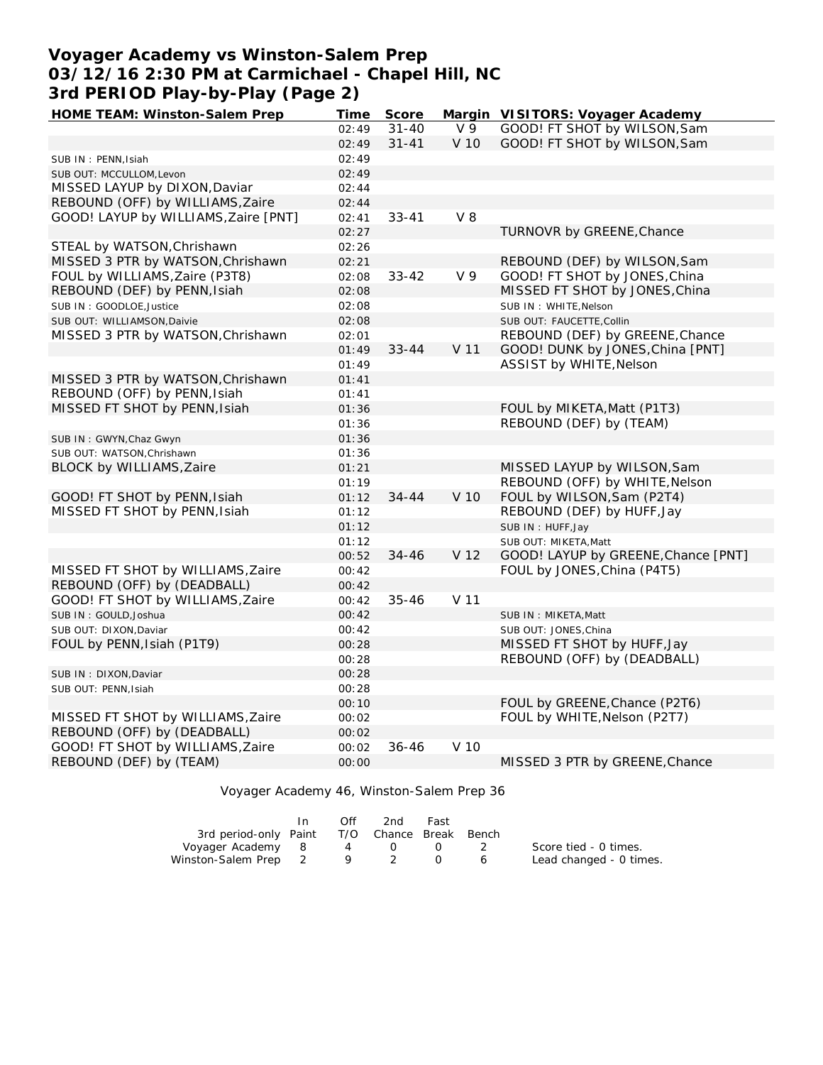# Voyager Academy vs Winston-Salem Prep
## 03/12/16 2:30 PM at Carmichael - Chapel Hill, NC
## 3rd PERIOD Play-by-Play (Page 2)

| HOME TEAM: Winston-Salem Prep | Time | Score | Margin | VISITORS: Voyager Academy |
|---|---|---|---|---|
| | 02:49 | 31-40 | V 9 | GOOD! FT SHOT by WILSON,Sam |
| | 02:49 | 31-41 | V 10 | GOOD! FT SHOT by WILSON,Sam |
| SUB IN : PENN,Isiah | 02:49 | | | |
| SUB OUT: MCCULLOM,Levon | 02:49 | | | |
| MISSED LAYUP by DIXON,Daviar | 02:44 | | | |
| REBOUND (OFF) by WILLIAMS,Zaire | 02:44 | | | |
| GOOD! LAYUP by WILLIAMS,Zaire [PNT] | 02:41 | 33-41 | V 8 | |
| | 02:27 | | | TURNOVR by GREENE,Chance |
| STEAL by WATSON,Chrishawn | 02:26 | | | |
| MISSED 3 PTR by WATSON,Chrishawn | 02:21 | | | REBOUND (DEF) by WILSON,Sam |
| FOUL by WILLIAMS,Zaire (P3T8) | 02:08 | 33-42 | V 9 | GOOD! FT SHOT by JONES,China |
| REBOUND (DEF) by PENN,Isiah | 02:08 | | | MISSED FT SHOT by JONES,China |
| SUB IN : GOODLOE,Justice | 02:08 | | | SUB IN : WHITE,Nelson |
| SUB OUT: WILLIAMSON,Daivie | 02:08 | | | SUB OUT: FAUCETTE,Collin |
| MISSED 3 PTR by WATSON,Chrishawn | 02:01 | | | REBOUND (DEF) by GREENE,Chance |
| | 01:49 | 33-44 | V 11 | GOOD! DUNK by JONES,China [PNT] |
| | 01:49 | | | ASSIST by WHITE,Nelson |
| MISSED 3 PTR by WATSON,Chrishawn | 01:41 | | | |
| REBOUND (OFF) by PENN,Isiah | 01:41 | | | |
| MISSED FT SHOT by PENN,Isiah | 01:36 | | | FOUL by MIKETA,Matt (P1T3) |
| | 01:36 | | | REBOUND (DEF) by (TEAM) |
| SUB IN : GWYN,Chaz Gwyn | 01:36 | | | |
| SUB OUT: WATSON,Chrishawn | 01:36 | | | |
| BLOCK by WILLIAMS,Zaire | 01:21 | | | MISSED LAYUP by WILSON,Sam |
| | 01:19 | | | REBOUND (OFF) by WHITE,Nelson |
| GOOD! FT SHOT by PENN,Isiah | 01:12 | 34-44 | V 10 | FOUL by WILSON,Sam (P2T4) |
| MISSED FT SHOT by PENN,Isiah | 01:12 | | | REBOUND (DEF) by HUFF,Jay |
| | 01:12 | | | SUB IN : HUFF,Jay |
| | 01:12 | | | SUB OUT: MIKETA,Matt |
| | 00:52 | 34-46 | V 12 | GOOD! LAYUP by GREENE,Chance [PNT] |
| MISSED FT SHOT by WILLIAMS,Zaire | 00:42 | | | FOUL by JONES,China (P4T5) |
| REBOUND (OFF) by (DEADBALL) | 00:42 | | | |
| GOOD! FT SHOT by WILLIAMS,Zaire | 00:42 | 35-46 | V 11 | |
| SUB IN : GOULD,Joshua | 00:42 | | | SUB IN : MIKETA,Matt |
| SUB OUT: DIXON,Daviar | 00:42 | | | SUB OUT: JONES,China |
| FOUL by PENN,Isiah (P1T9) | 00:28 | | | MISSED FT SHOT by HUFF,Jay |
| | 00:28 | | | REBOUND (OFF) by (DEADBALL) |
| SUB IN : DIXON,Daviar | 00:28 | | | |
| SUB OUT: PENN,Isiah | 00:28 | | | |
| | 00:10 | | | FOUL by GREENE,Chance (P2T6) |
| MISSED FT SHOT by WILLIAMS,Zaire | 00:02 | | | FOUL by WHITE,Nelson (P2T7) |
| REBOUND (OFF) by (DEADBALL) | 00:02 | | | |
| GOOD! FT SHOT by WILLIAMS,Zaire | 00:02 | 36-46 | V 10 | |
| REBOUND (DEF) by (TEAM) | 00:00 | | | MISSED 3 PTR by GREENE,Chance |

Voyager Academy 46, Winston-Salem Prep 36

| 3rd period-only | In Paint | Off T/O | 2nd Chance | Fast Break | Bench |
|---|---|---|---|---|---|
| Voyager Academy | 8 | 4 | 0 | 0 | 2 |
| Winston-Salem Prep | 2 | 9 | 2 | 0 | 6 |

Score tied - 0 times.
Lead changed - 0 times.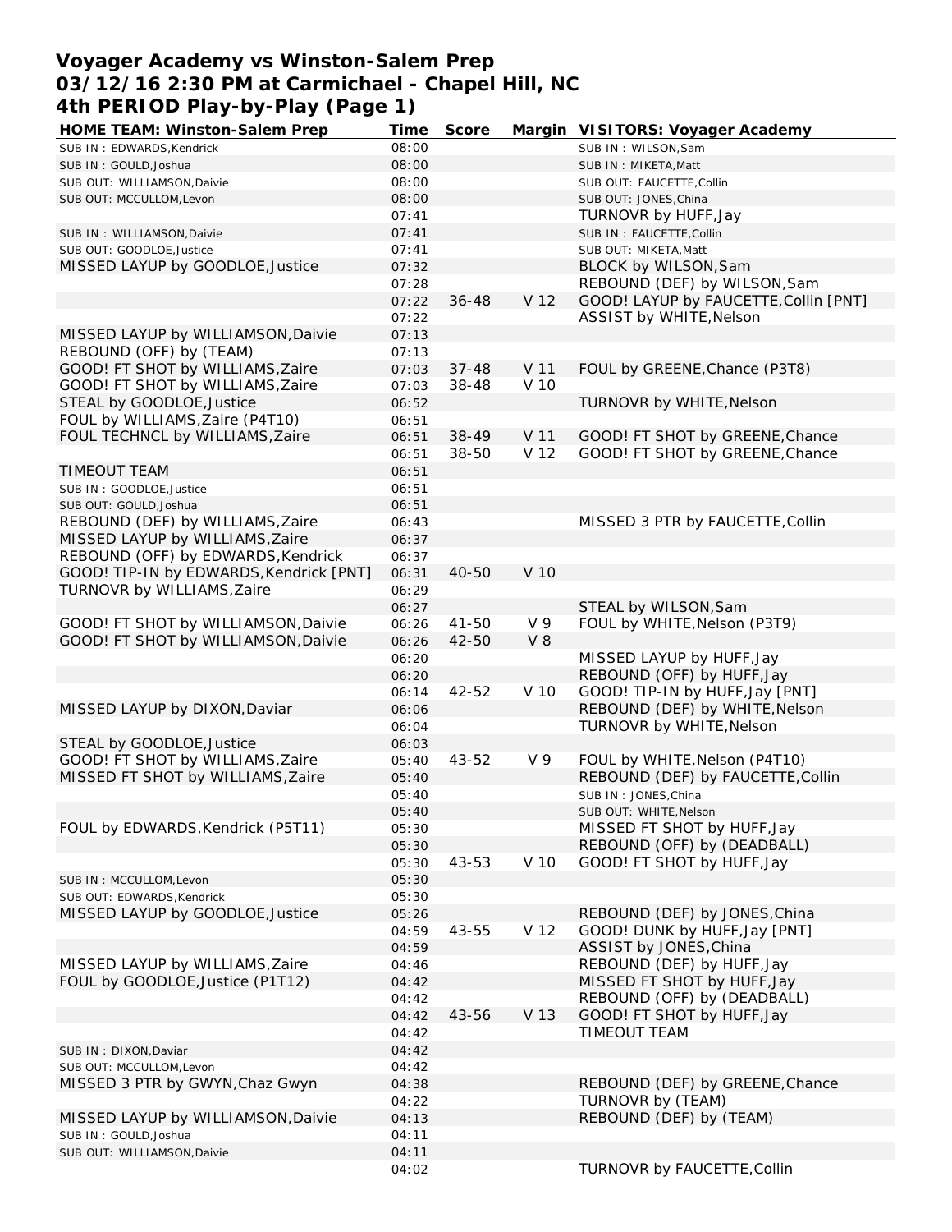# Voyager Academy vs Winston-Salem Prep
## 03/12/16 2:30 PM at Carmichael - Chapel Hill, NC
## 4th PERIOD Play-by-Play (Page 1)

| HOME TEAM: Winston-Salem Prep | Time | Score | Margin | VISITORS: Voyager Academy |
|---|---|---|---|---|
| SUB IN : EDWARDS,Kendrick | 08:00 | | | SUB IN : WILSON,Sam |
| SUB IN : GOULD,Joshua | 08:00 | | | SUB IN : MIKETA,Matt |
| SUB OUT: WILLIAMSON,Daivie | 08:00 | | | SUB OUT: FAUCETTE,Collin |
| SUB OUT: MCCULLOM,Levon | 08:00 | | | SUB OUT: JONES,China |
| | 07:41 | | | TURNOVR by HUFF,Jay |
| SUB IN : WILLIAMSON,Daivie | 07:41 | | | SUB IN : FAUCETTE,Collin |
| SUB OUT: GOODLOE,Justice | 07:41 | | | SUB OUT: MIKETA,Matt |
| MISSED LAYUP by GOODLOE,Justice | 07:32 | | | BLOCK by WILSON,Sam |
| | 07:28 | | | REBOUND (DEF) by WILSON,Sam |
| | 07:22 | 36-48 | V 12 | GOOD! LAYUP by FAUCETTE,Collin [PNT] |
| | 07:22 | | | ASSIST by WHITE,Nelson |
| MISSED LAYUP by WILLIAMSON,Daivie | 07:13 | | | |
| REBOUND (OFF) by (TEAM) | 07:13 | | | |
| GOOD! FT SHOT by WILLIAMS,Zaire | 07:03 | 37-48 | V 11 | FOUL by GREENE,Chance (P3T8) |
| GOOD! FT SHOT by WILLIAMS,Zaire | 07:03 | 38-48 | V 10 | |
| STEAL by GOODLOE,Justice | 06:52 | | | TURNOVR by WHITE,Nelson |
| FOUL by WILLIAMS,Zaire (P4T10) | 06:51 | | | |
| FOUL TECHNCL by WILLIAMS,Zaire | 06:51 | 38-49 | V 11 | GOOD! FT SHOT by GREENE,Chance |
| | 06:51 | 38-50 | V 12 | GOOD! FT SHOT by GREENE,Chance |
| TIMEOUT TEAM | 06:51 | | | |
| SUB IN : GOODLOE,Justice | 06:51 | | | |
| SUB OUT: GOULD,Joshua | 06:51 | | | |
| REBOUND (DEF) by WILLIAMS,Zaire | 06:43 | | | MISSED 3 PTR by FAUCETTE,Collin |
| MISSED LAYUP by WILLIAMS,Zaire | 06:37 | | | |
| REBOUND (OFF) by EDWARDS,Kendrick | 06:37 | | | |
| GOOD! TIP-IN by EDWARDS,Kendrick [PNT] | 06:31 | 40-50 | V 10 | |
| TURNOVR by WILLIAMS,Zaire | 06:29 | | | |
| | 06:27 | | | STEAL by WILSON,Sam |
| GOOD! FT SHOT by WILLIAMSON,Daivie | 06:26 | 41-50 | V 9 | FOUL by WHITE,Nelson (P3T9) |
| GOOD! FT SHOT by WILLIAMSON,Daivie | 06:26 | 42-50 | V 8 | |
| | 06:20 | | | MISSED LAYUP by HUFF,Jay |
| | 06:20 | | | REBOUND (OFF) by HUFF,Jay |
| | 06:14 | 42-52 | V 10 | GOOD! TIP-IN by HUFF,Jay [PNT] |
| MISSED LAYUP by DIXON,Daviar | 06:06 | | | REBOUND (DEF) by WHITE,Nelson |
| | 06:04 | | | TURNOVR by WHITE,Nelson |
| STEAL by GOODLOE,Justice | 06:03 | | | |
| GOOD! FT SHOT by WILLIAMS,Zaire | 05:40 | 43-52 | V 9 | FOUL by WHITE,Nelson (P4T10) |
| MISSED FT SHOT by WILLIAMS,Zaire | 05:40 | | | REBOUND (DEF) by FAUCETTE,Collin |
| | 05:40 | | | SUB IN : JONES,China |
| | 05:40 | | | SUB OUT: WHITE,Nelson |
| FOUL by EDWARDS,Kendrick (P5T11) | 05:30 | | | MISSED FT SHOT by HUFF,Jay |
| | 05:30 | | | REBOUND (OFF) by (DEADBALL) |
| | 05:30 | 43-53 | V 10 | GOOD! FT SHOT by HUFF,Jay |
| SUB IN : MCCULLOM,Levon | 05:30 | | | |
| SUB OUT: EDWARDS,Kendrick | 05:30 | | | |
| MISSED LAYUP by GOODLOE,Justice | 05:26 | | | REBOUND (DEF) by JONES,China |
| | 04:59 | 43-55 | V 12 | GOOD! DUNK by HUFF,Jay [PNT] |
| | 04:59 | | | ASSIST by JONES,China |
| MISSED LAYUP by WILLIAMS,Zaire | 04:46 | | | REBOUND (DEF) by HUFF,Jay |
| FOUL by GOODLOE,Justice (P1T12) | 04:42 | | | MISSED FT SHOT by HUFF,Jay |
| | 04:42 | | | REBOUND (OFF) by (DEADBALL) |
| | 04:42 | 43-56 | V 13 | GOOD! FT SHOT by HUFF,Jay |
| | 04:42 | | | TIMEOUT TEAM |
| SUB IN : DIXON,Daviar | 04:42 | | | |
| SUB OUT: MCCULLOM,Levon | 04:42 | | | |
| MISSED 3 PTR by GWYN,Chaz Gwyn | 04:38 | | | REBOUND (DEF) by GREENE,Chance |
| | 04:22 | | | TURNOVR by (TEAM) |
| MISSED LAYUP by WILLIAMSON,Daivie | 04:13 | | | REBOUND (DEF) by (TEAM) |
| SUB IN : GOULD,Joshua | 04:11 | | | |
| SUB OUT: WILLIAMSON,Daivie | 04:11 | | | |
| | 04:02 | | | TURNOVR by FAUCETTE,Collin |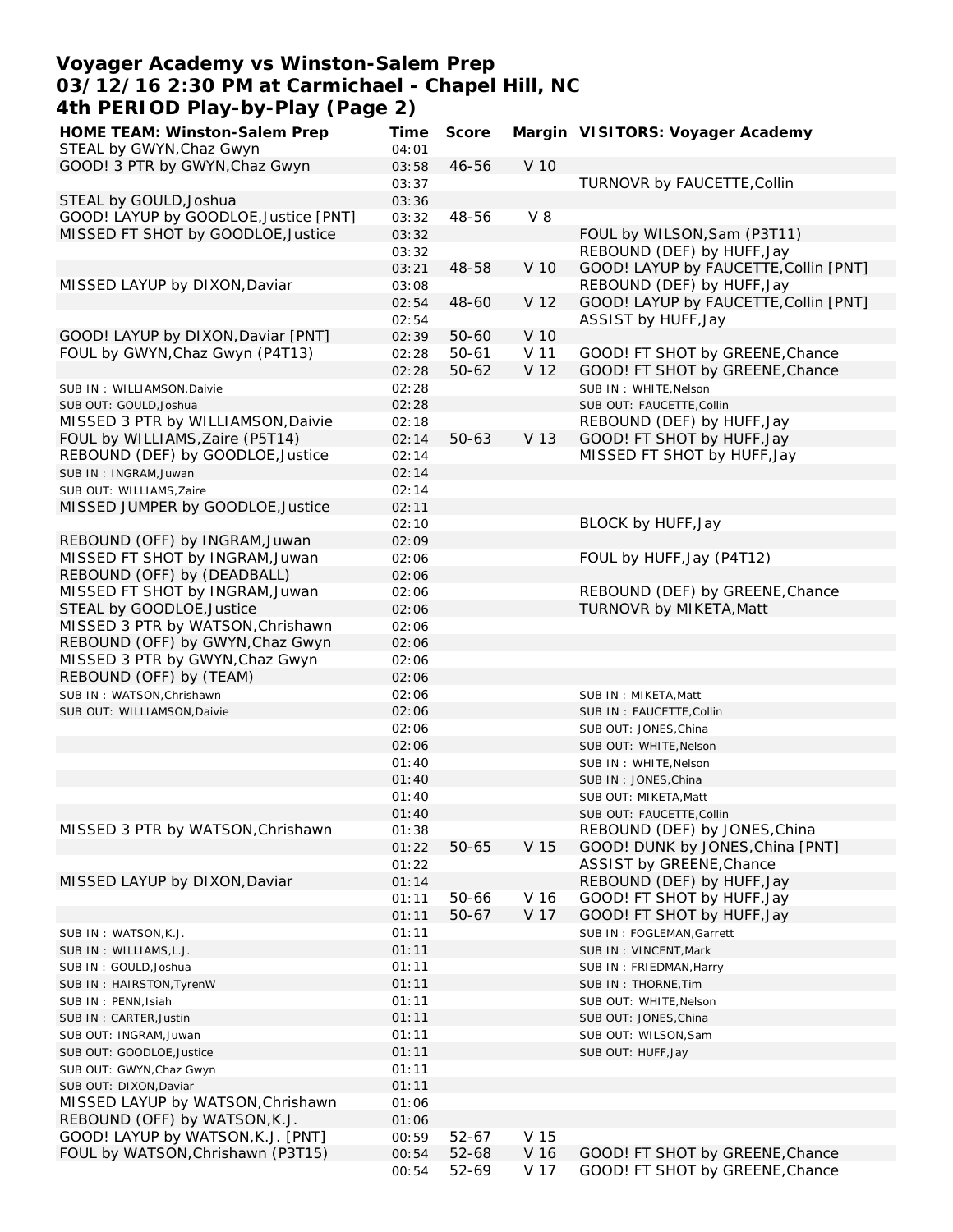# Voyager Academy vs Winston-Salem Prep
# 03/12/16 2:30 PM at Carmichael - Chapel Hill, NC
# 4th PERIOD Play-by-Play (Page 2)

| HOME TEAM: Winston-Salem Prep | Time | Score | Margin | VISITORS: Voyager Academy |
|---|---|---|---|---|
| STEAL by GWYN,Chaz Gwyn | 04:01 | | | |
| GOOD! 3 PTR by GWYN,Chaz Gwyn | 03:58 | 46-56 | V 10 | |
| | 03:37 | | | TURNOVR by FAUCETTE,Collin |
| STEAL by GOULD,Joshua | 03:36 | | | |
| GOOD! LAYUP by GOODLOE,Justice [PNT] | 03:32 | 48-56 | V 8 | |
| MISSED FT SHOT by GOODLOE,Justice | 03:32 | | | FOUL by WILSON,Sam (P3T11) |
| | 03:32 | | | REBOUND (DEF) by HUFF,Jay |
| | 03:21 | 48-58 | V 10 | GOOD! LAYUP by FAUCETTE,Collin [PNT] |
| MISSED LAYUP by DIXON,Daviar | 03:08 | | | REBOUND (DEF) by HUFF,Jay |
| | 02:54 | 48-60 | V 12 | GOOD! LAYUP by FAUCETTE,Collin [PNT] |
| | 02:54 | | | ASSIST by HUFF,Jay |
| GOOD! LAYUP by DIXON,Daviar [PNT] | 02:39 | 50-60 | V 10 | |
| FOUL by GWYN,Chaz Gwyn (P4T13) | 02:28 | 50-61 | V 11 | GOOD! FT SHOT by GREENE,Chance |
| | 02:28 | 50-62 | V 12 | GOOD! FT SHOT by GREENE,Chance |
| SUB IN : WILLIAMSON,Daivie | 02:28 | | | SUB IN : WHITE,Nelson |
| SUB OUT: GOULD,Joshua | 02:28 | | | SUB OUT: FAUCETTE,Collin |
| MISSED 3 PTR by WILLIAMSON,Daivie | 02:18 | | | REBOUND (DEF) by HUFF,Jay |
| FOUL by WILLIAMS,Zaire (P5T14) | 02:14 | 50-63 | V 13 | GOOD! FT SHOT by HUFF,Jay |
| REBOUND (DEF) by GOODLOE,Justice | 02:14 | | | MISSED FT SHOT by HUFF,Jay |
| SUB IN : INGRAM,Juwan | 02:14 | | | |
| SUB OUT: WILLIAMS,Zaire | 02:14 | | | |
| MISSED JUMPER by GOODLOE,Justice | 02:11 | | | |
| | 02:10 | | | BLOCK by HUFF,Jay |
| REBOUND (OFF) by INGRAM,Juwan | 02:09 | | | |
| MISSED FT SHOT by INGRAM,Juwan | 02:06 | | | FOUL by HUFF,Jay (P4T12) |
| REBOUND (OFF) by (DEADBALL) | 02:06 | | | |
| MISSED FT SHOT by INGRAM,Juwan | 02:06 | | | REBOUND (DEF) by GREENE,Chance |
| STEAL by GOODLOE,Justice | 02:06 | | | TURNOVR by MIKETA,Matt |
| MISSED 3 PTR by WATSON,Chrishawn | 02:06 | | | |
| REBOUND (OFF) by GWYN,Chaz Gwyn | 02:06 | | | |
| MISSED 3 PTR by GWYN,Chaz Gwyn | 02:06 | | | |
| REBOUND (OFF) by (TEAM) | 02:06 | | | |
| SUB IN : WATSON,Chrishawn | 02:06 | | | SUB IN : MIKETA,Matt |
| SUB OUT: WILLIAMSON,Daivie | 02:06 | | | SUB IN : FAUCETTE,Collin |
| | 02:06 | | | SUB OUT: JONES,China |
| | 02:06 | | | SUB OUT: WHITE,Nelson |
| | 01:40 | | | SUB IN : WHITE,Nelson |
| | 01:40 | | | SUB IN : JONES,China |
| | 01:40 | | | SUB OUT: MIKETA,Matt |
| | 01:40 | | | SUB OUT: FAUCETTE,Collin |
| MISSED 3 PTR by WATSON,Chrishawn | 01:38 | | | REBOUND (DEF) by JONES,China |
| | 01:22 | 50-65 | V 15 | GOOD! DUNK by JONES,China [PNT] |
| | 01:22 | | | ASSIST by GREENE,Chance |
| MISSED LAYUP by DIXON,Daviar | 01:14 | | | REBOUND (DEF) by HUFF,Jay |
| | 01:11 | 50-66 | V 16 | GOOD! FT SHOT by HUFF,Jay |
| | 01:11 | 50-67 | V 17 | GOOD! FT SHOT by HUFF,Jay |
| SUB IN : WATSON,K.J. | 01:11 | | | SUB IN : FOGLEMAN,Garrett |
| SUB IN : WILLIAMS,L.J. | 01:11 | | | SUB IN : VINCENT,Mark |
| SUB IN : GOULD,Joshua | 01:11 | | | SUB IN : FRIEDMAN,Harry |
| SUB IN : HAIRSTON,TyrenW | 01:11 | | | SUB IN : THORNE,Tim |
| SUB IN : PENN,Isiah | 01:11 | | | SUB OUT: WHITE,Nelson |
| SUB IN : CARTER,Justin | 01:11 | | | SUB OUT: JONES,China |
| SUB OUT: INGRAM,Juwan | 01:11 | | | SUB OUT: WILSON,Sam |
| SUB OUT: GOODLOE,Justice | 01:11 | | | SUB OUT: HUFF,Jay |
| SUB OUT: GWYN,Chaz Gwyn | 01:11 | | | |
| SUB OUT: DIXON,Daviar | 01:11 | | | |
| MISSED LAYUP by WATSON,Chrishawn | 01:06 | | | |
| REBOUND (OFF) by WATSON,K.J. | 01:06 | | | |
| GOOD! LAYUP by WATSON,K.J. [PNT] | 00:59 | 52-67 | V 15 | |
| FOUL by WATSON,Chrishawn (P3T15) | 00:54 | 52-68 | V 16 | GOOD! FT SHOT by GREENE,Chance |
| | 00:54 | 52-69 | V 17 | GOOD! FT SHOT by GREENE,Chance |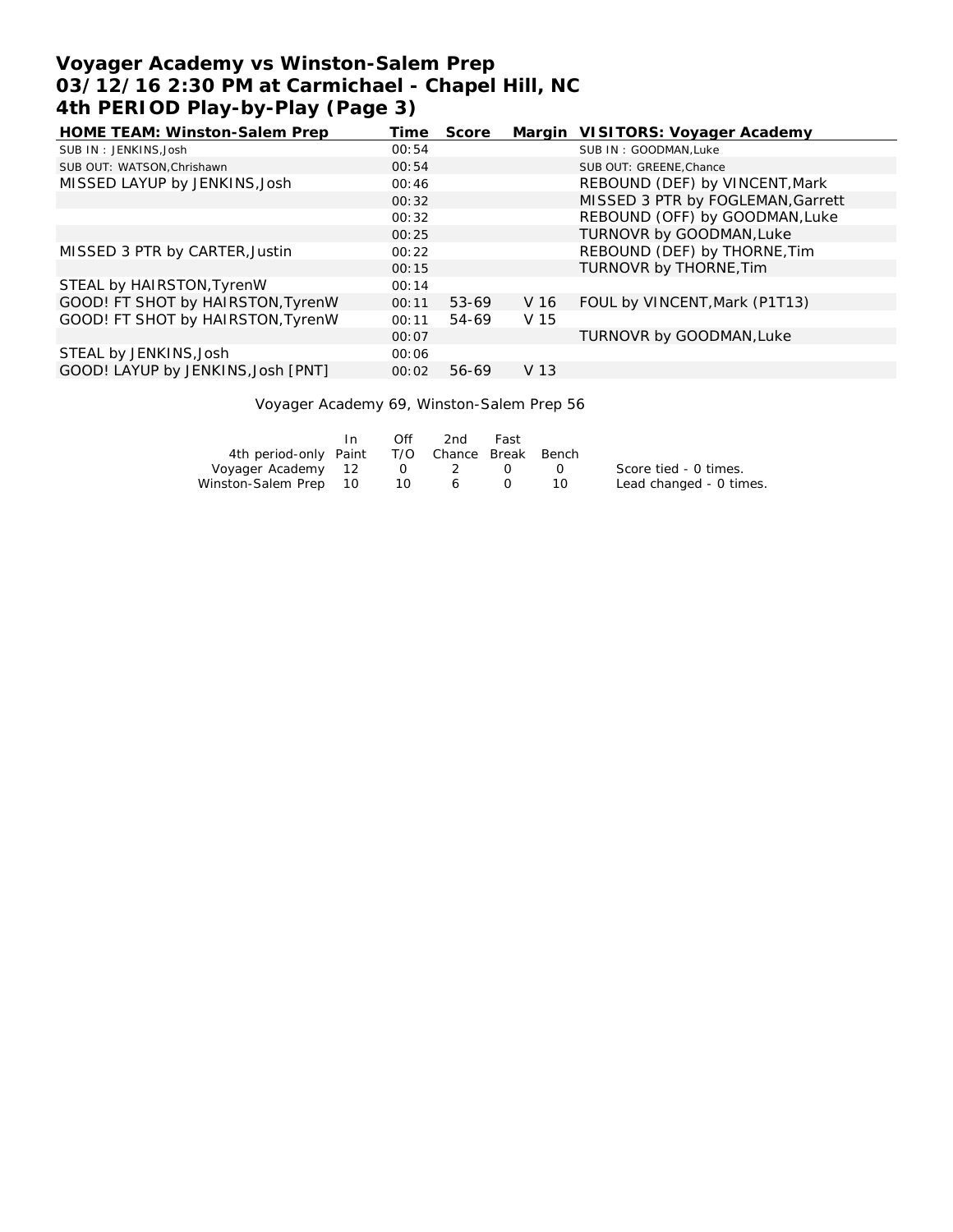# Voyager Academy vs Winston-Salem Prep
## 03/12/16 2:30 PM at Carmichael - Chapel Hill, NC
## 4th PERIOD Play-by-Play (Page 3)

| HOME TEAM: Winston-Salem Prep | Time | Score | Margin | VISITORS: Voyager Academy |
|---|---|---|---|---|
| SUB IN : JENKINS,Josh | 00:54 | | | SUB IN : GOODMAN,Luke |
| SUB OUT: WATSON,Chrishawn | 00:54 | | | SUB OUT: GREENE,Chance |
| MISSED LAYUP by JENKINS,Josh | 00:46 | | | REBOUND (DEF) by VINCENT,Mark |
| | 00:32 | | | MISSED 3 PTR by FOGLEMAN,Garrett |
| | 00:32 | | | REBOUND (OFF) by GOODMAN,Luke |
| | 00:25 | | | TURNOVR by GOODMAN,Luke |
| MISSED 3 PTR by CARTER,Justin | 00:22 | | | REBOUND (DEF) by THORNE,Tim |
| | 00:15 | | | TURNOVR by THORNE,Tim |
| STEAL by HAIRSTON,TyrenW | 00:14 | | | |
| GOOD! FT SHOT by HAIRSTON,TyrenW | 00:11 | 53-69 | V 16 | FOUL by VINCENT,Mark (P1T13) |
| GOOD! FT SHOT by HAIRSTON,TyrenW | 00:11 | 54-69 | V 15 | |
| | 00:07 | | | TURNOVR by GOODMAN,Luke |
| STEAL by JENKINS,Josh | 00:06 | | | |
| GOOD! LAYUP by JENKINS,Josh [PNT] | 00:02 | 56-69 | V 13 | |

Voyager Academy 69, Winston-Salem Prep 56

| 4th period-only | In Paint | Off T/O | 2nd Chance | Fast Break | Bench |
|---|---|---|---|---|---|
| Voyager Academy | 12 | 0 | 2 | 0 | 0 |
| Winston-Salem Prep | 10 | 10 | 6 | 0 | 10 |

Score tied - 0 times.
Lead changed - 0 times.